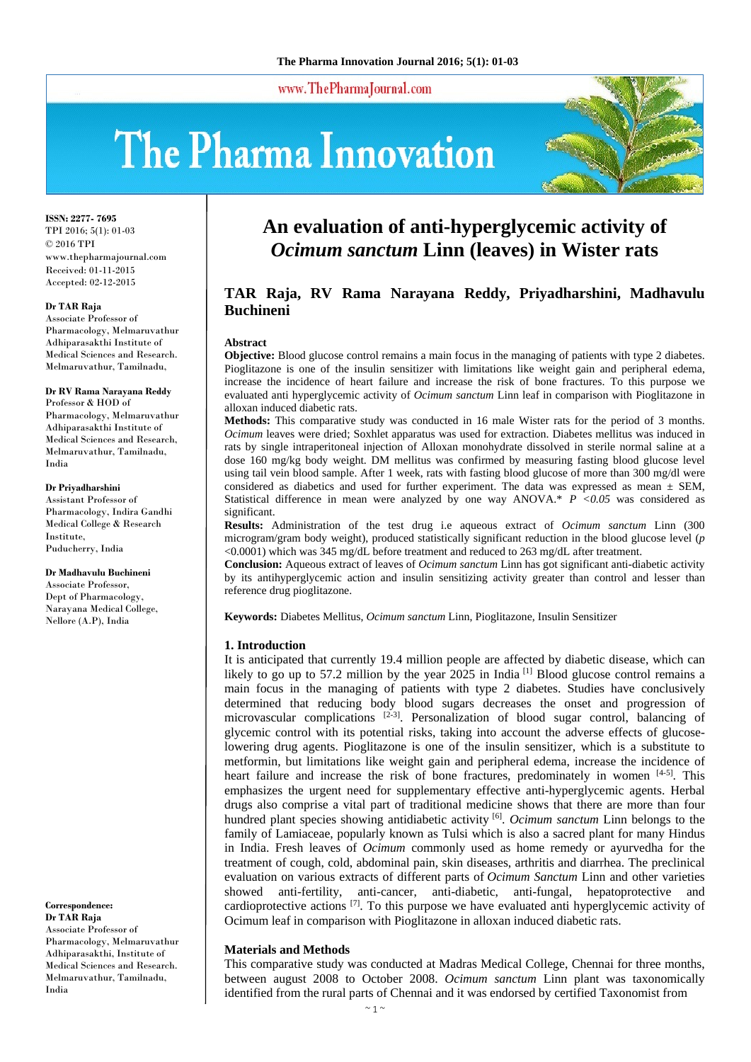# An evaluation of anti-hyperglycemic activity of *Ocimum sanctum* Linn (leaves) in Wister rats

**TAR Raja, RV Rama Narayana Reddy, Priyadharshini, Madhavulu Buchineni**

ISSN: 2277- 7695
TPI 2016; 5(1): 01-03
© 2016 TPI
www.thepharmajournal.com
Received: 01-11-2015
Accepted: 02-12-2015

**Dr TAR Raja**
Associate Professor of Pharmacology, Melmaruvathur Adhiparasakthi Institute of Medical Sciences and Research. Melmaruvathur, Tamilnadu,

**Dr RV Rama Narayana Reddy**
Professor & HOD of Pharmacology, Melmaruvathur Adhiparasakthi Institute of Medical Sciences and Research, Melmaruvathur, Tamilnadu, India

**Dr Priyadharshini**
Assistant Professor of Pharmacology, Indira Gandhi Medical College & Research Institute, Puducherry, India

**Dr Madhavulu Buchineni**
Associate Professor, Dept of Pharmacology, Narayana Medical College, Nellore (A.P), India

**Correspondence:**
**Dr TAR Raja**
Associate Professor of Pharmacology, Melmaruvathur Adhiparasakthi, Institute of Medical Sciences and Research. Melmaruvathur, Tamilnadu, India

## Abstract

**Objective:** Blood glucose control remains a main focus in the managing of patients with type 2 diabetes. Pioglitazone is one of the insulin sensitizer with limitations like weight gain and peripheral edema, increase the incidence of heart failure and increase the risk of bone fractures. To this purpose we evaluated anti hyperglycemic activity of *Ocimum sanctum* Linn leaf in comparison with Pioglitazone in alloxan induced diabetic rats.

**Methods:** This comparative study was conducted in 16 male Wister rats for the period of 3 months. *Ocimum* leaves were dried; Soxhlet apparatus was used for extraction. Diabetes mellitus was induced in rats by single intraperitoneal injection of Alloxan monohydrate dissolved in sterile normal saline at a dose 160 mg/kg body weight. DM mellitus was confirmed by measuring fasting blood glucose level using tail vein blood sample. After 1 week, rats with fasting blood glucose of more than 300 mg/dl were considered as diabetics and used for further experiment. The data was expressed as mean ± SEM, Statistical difference in mean were analyzed by one way ANOVA.* $P < 0.05$ was considered as significant.

**Results:** Administration of the test drug i.e aqueous extract of *Ocimum sanctum* Linn (300 microgram/gram body weight), produced statistically significant reduction in the blood glucose level ($p < 0.0001$) which was 345 mg/dL before treatment and reduced to 263 mg/dL after treatment.

**Conclusion:** Aqueous extract of leaves of *Ocimum sanctum* Linn has got significant anti-diabetic activity by its antihyperglycemic action and insulin sensitizing activity greater than control and lesser than reference drug pioglitazone.

**Keywords:** Diabetes Mellitus, *Ocimum sanctum* Linn, Pioglitazone, Insulin Sensitizer

## 1. Introduction

It is anticipated that currently 19.4 million people are affected by diabetic disease, which can likely to go up to 57.2 million by the year 2025 in India [1] Blood glucose control remains a main focus in the managing of patients with type 2 diabetes. Studies have conclusively determined that reducing body blood sugars decreases the onset and progression of microvascular complications [2-3]. Personalization of blood sugar control, balancing of glycemic control with its potential risks, taking into account the adverse effects of glucose-lowering drug agents. Pioglitazone is one of the insulin sensitizer, which is a substitute to metformin, but limitations like weight gain and peripheral edema, increase the incidence of heart failure and increase the risk of bone fractures, predominately in women [4-5]. This emphasizes the urgent need for supplementary effective anti-hyperglycemic agents. Herbal drugs also comprise a vital part of traditional medicine shows that there are more than four hundred plant species showing antidiabetic activity [6]. *Ocimum sanctum* Linn belongs to the family of Lamiaceae, popularly known as Tulsi which is also a sacred plant for many Hindus in India. Fresh leaves of *Ocimum* commonly used as home remedy or ayurvedha for the treatment of cough, cold, abdominal pain, skin diseases, arthritis and diarrhea. The preclinical evaluation on various extracts of different parts of *Ocimum Sanctum* Linn and other varieties showed anti-fertility, anti-cancer, anti-diabetic, anti-fungal, hepatoprotective and cardioprotective actions [7]. To this purpose we have evaluated anti hyperglycemic activity of Ocimum leaf in comparison with Pioglitazone in alloxan induced diabetic rats.

## Materials and Methods

This comparative study was conducted at Madras Medical College, Chennai for three months, between august 2008 to October 2008. *Ocimum sanctum* Linn plant was taxonomically identified from the rural parts of Chennai and it was endorsed by certified Taxonomist from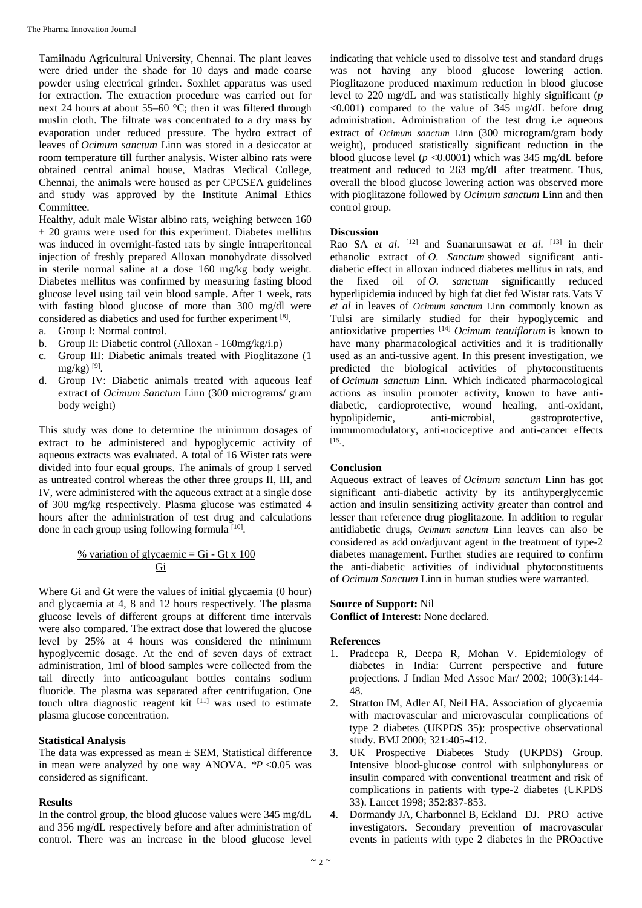Tamilnadu Agricultural University, Chennai. The plant leaves were dried under the shade for 10 days and made coarse powder using electrical grinder. Soxhlet apparatus was used for extraction. The extraction procedure was carried out for next 24 hours at about 55–60 °C; then it was filtered through muslin cloth. The filtrate was concentrated to a dry mass by evaporation under reduced pressure. The hydro extract of leaves of *Ocimum sanctum* Linn was stored in a desiccator at room temperature till further analysis. Wister albino rats were obtained central animal house, Madras Medical College, Chennai, the animals were housed as per CPCSEA guidelines and study was approved by the Institute Animal Ethics Committee.

Healthy, adult male Wistar albino rats, weighing between 160 ± 20 grams were used for this experiment. Diabetes mellitus was induced in overnight-fasted rats by single intraperitoneal injection of freshly prepared Alloxan monohydrate dissolved in sterile normal saline at a dose 160 mg/kg body weight. Diabetes mellitus was confirmed by measuring fasting blood glucose level using tail vein blood sample. After 1 week, rats with fasting blood glucose of more than 300 mg/dl were considered as diabetics and used for further experiment [8].

a. Group I: Normal control.
b. Group II: Diabetic control (Alloxan - 160mg/kg/i.p)
c. Group III: Diabetic animals treated with Pioglitazone (1 mg/kg) [9].
d. Group IV: Diabetic animals treated with aqueous leaf extract of *Ocimum Sanctum* Linn (300 micrograms/ gram body weight)

This study was done to determine the minimum dosages of extract to be administered and hypoglycemic activity of aqueous extracts was evaluated. A total of 16 Wister rats were divided into four equal groups. The animals of group I served as untreated control whereas the other three groups II, III, and IV, were administered with the aqueous extract at a single dose of 300 mg/kg respectively. Plasma glucose was estimated 4 hours after the administration of test drug and calculations done in each group using following formula [10].

$$\% \text{ variation of glycaemic} = \frac{Gi - Gt \times 100}{Gi}$$

Where Gi and Gt were the values of initial glycaemia (0 hour) and glycaemia at 4, 8 and 12 hours respectively. The plasma glucose levels of different groups at different time intervals were also compared. The extract dose that lowered the glucose level by 25% at 4 hours was considered the minimum hypoglycemic dosage. At the end of seven days of extract administration, 1ml of blood samples were collected from the tail directly into anticoagulant bottles contains sodium fluoride. The plasma was separated after centrifugation. One touch ultra diagnostic reagent kit [11] was used to estimate plasma glucose concentration.

### Statistical Analysis

The data was expressed as mean ± SEM, Statistical difference in mean were analyzed by one way ANOVA. $*P < 0.05$ was considered as significant.

### Results

In the control group, the blood glucose values were 345 mg/dL and 356 mg/dL respectively before and after administration of control. There was an increase in the blood glucose level indicating that vehicle used to dissolve test and standard drugs was not having any blood glucose lowering action. Pioglitazone produced maximum reduction in blood glucose level to 220 mg/dL and was statistically highly significant ($p < 0.001$) compared to the value of 345 mg/dL before drug administration. Administration of the test drug i.e aqueous extract of *Ocimum sanctum* Linn (300 microgram/gram body weight), produced statistically significant reduction in the blood glucose level ($p < 0.0001$) which was 345 mg/dL before treatment and reduced to 263 mg/dL after treatment. Thus, overall the blood glucose lowering action was observed more with pioglitazone followed by *Ocimum sanctum* Linn and then control group.

### Discussion

Rao SA *et al.* [12] and Suanarunsawat *et al.* [13] in their ethanolic extract of *O. Sanctum* showed significant anti-diabetic effect in alloxan induced diabetes mellitus in rats, and the fixed oil of *O. sanctum* significantly reduced hyperlipidemia induced by high fat diet fed Wistar rats. Vats V *et al* in leaves of *Ocimum sanctum* Linn commonly known as Tulsi are similarly studied for their hypoglycemic and antioxidative properties [14] *Ocimum tenuiflorum* is known to have many pharmacological activities and it is traditionally used as an anti-tussive agent. In this present investigation, we predicted the biological activities of phytoconstituents of *Ocimum sanctum* Linn*.* Which indicated pharmacological actions as insulin promoter activity, known to have anti-diabetic, cardioprotective, wound healing, anti-oxidant, hypolipidemic, anti-microbial, gastroprotective, immunomodulatory, anti-nociceptive and anti-cancer effects [15].

### Conclusion

Aqueous extract of leaves of *Ocimum sanctum* Linn has got significant anti-diabetic activity by its antihyperglycemic action and insulin sensitizing activity greater than control and lesser than reference drug pioglitazone. In addition to regular antidiabetic drugs, *Ocimum sanctum* Linn leaves can also be considered as add on/adjuvant agent in the treatment of type-2 diabetes management. Further studies are required to confirm the anti-diabetic activities of individual phytoconstituents of *Ocimum Sanctum* Linn in human studies were warranted.

**Source of Support:** Nil
**Conflict of Interest:** None declared.

### References

1. Pradeepa R, Deepa R, Mohan V. Epidemiology of diabetes in India: Current perspective and future projections. J Indian Med Assoc Mar/ 2002; 100(3):144-48.
2. Stratton IM, Adler AI, Neil HA. Association of glycaemia with macrovascular and microvascular complications of type 2 diabetes (UKPDS 35): prospective observational study. BMJ 2000; 321:405-412.
3. UK Prospective Diabetes Study (UKPDS) Group. Intensive blood-glucose control with sulphonylureas or insulin compared with conventional treatment and risk of complications in patients with type-2 diabetes (UKPDS 33). Lancet 1998; 352:837-853.
4. Dormandy JA, Charbonnel B, Eckland DJ. PRO active investigators. Secondary prevention of macrovascular events in patients with type 2 diabetes in the PROactive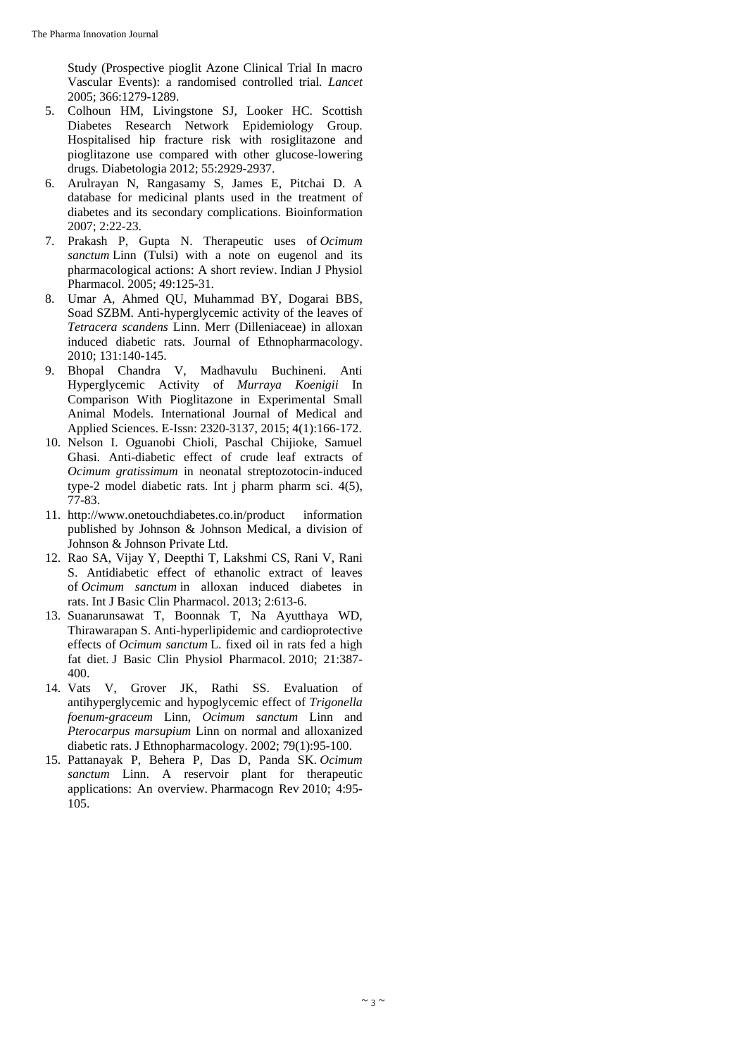Study (Prospective pioglit Azone Clinical Trial In macro Vascular Events): a randomised controlled trial. *Lancet* 2005; 366:1279-1289.

5. Colhoun HM, Livingstone SJ, Looker HC. Scottish Diabetes Research Network Epidemiology Group. Hospitalised hip fracture risk with rosiglitazone and pioglitazone use compared with other glucose-lowering drugs. Diabetologia 2012; 55:2929-2937.
6. Arulrayan N, Rangasamy S, James E, Pitchai D. A database for medicinal plants used in the treatment of diabetes and its secondary complications. Bioinformation 2007; 2:22-23.
7. Prakash P, Gupta N. Therapeutic uses of *Ocimum sanctum* Linn (Tulsi) with a note on eugenol and its pharmacological actions: A short review. Indian J Physiol Pharmacol. 2005; 49:125-31.
8. Umar A, Ahmed QU, Muhammad BY, Dogarai BBS, Soad SZBM. Anti-hyperglycemic activity of the leaves of *Tetracera scandens* Linn. Merr (Dilleniaceae) in alloxan induced diabetic rats. Journal of Ethnopharmacology. 2010; 131:140-145.
9. Bhopal Chandra V, Madhavulu Buchineni. Anti Hyperglycemic Activity of *Murraya Koenigii* In Comparison With Pioglitazone in Experimental Small Animal Models. International Journal of Medical and Applied Sciences. E-Issn: 2320-3137, 2015; 4(1):166-172.
10. Nelson I. Oguanobi Chioli, Paschal Chijioke, Samuel Ghasi. Anti-diabetic effect of crude leaf extracts of *Ocimum gratissimum* in neonatal streptozotocin-induced type-2 model diabetic rats. Int j pharm pharm sci. 4(5), 77-83.
11. http://www.onetouchdiabetes.co.in/product information published by Johnson & Johnson Medical, a division of Johnson & Johnson Private Ltd.
12. Rao SA, Vijay Y, Deepthi T, Lakshmi CS, Rani V, Rani S. Antidiabetic effect of ethanolic extract of leaves of *Ocimum sanctum* in alloxan induced diabetes in rats. Int J Basic Clin Pharmacol. 2013; 2:613-6.
13. Suanarunsawat T, Boonnak T, Na Ayutthaya WD, Thirawarapan S. Anti-hyperlipidemic and cardioprotective effects of *Ocimum sanctum* L. fixed oil in rats fed a high fat diet. J Basic Clin Physiol Pharmacol. 2010; 21:387-400.
14. Vats V, Grover JK, Rathi SS. Evaluation of antihyperglycemic and hypoglycemic effect of *Trigonella foenum-graceum* Linn, *Ocimum sanctum* Linn and *Pterocarpus marsupium* Linn on normal and alloxanized diabetic rats. J Ethnopharmacology. 2002; 79(1):95-100.
15. Pattanayak P, Behera P, Das D, Panda SK. *Ocimum sanctum* Linn. A reservoir plant for therapeutic applications: An overview. Pharmacogn Rev 2010; 4:95-105.